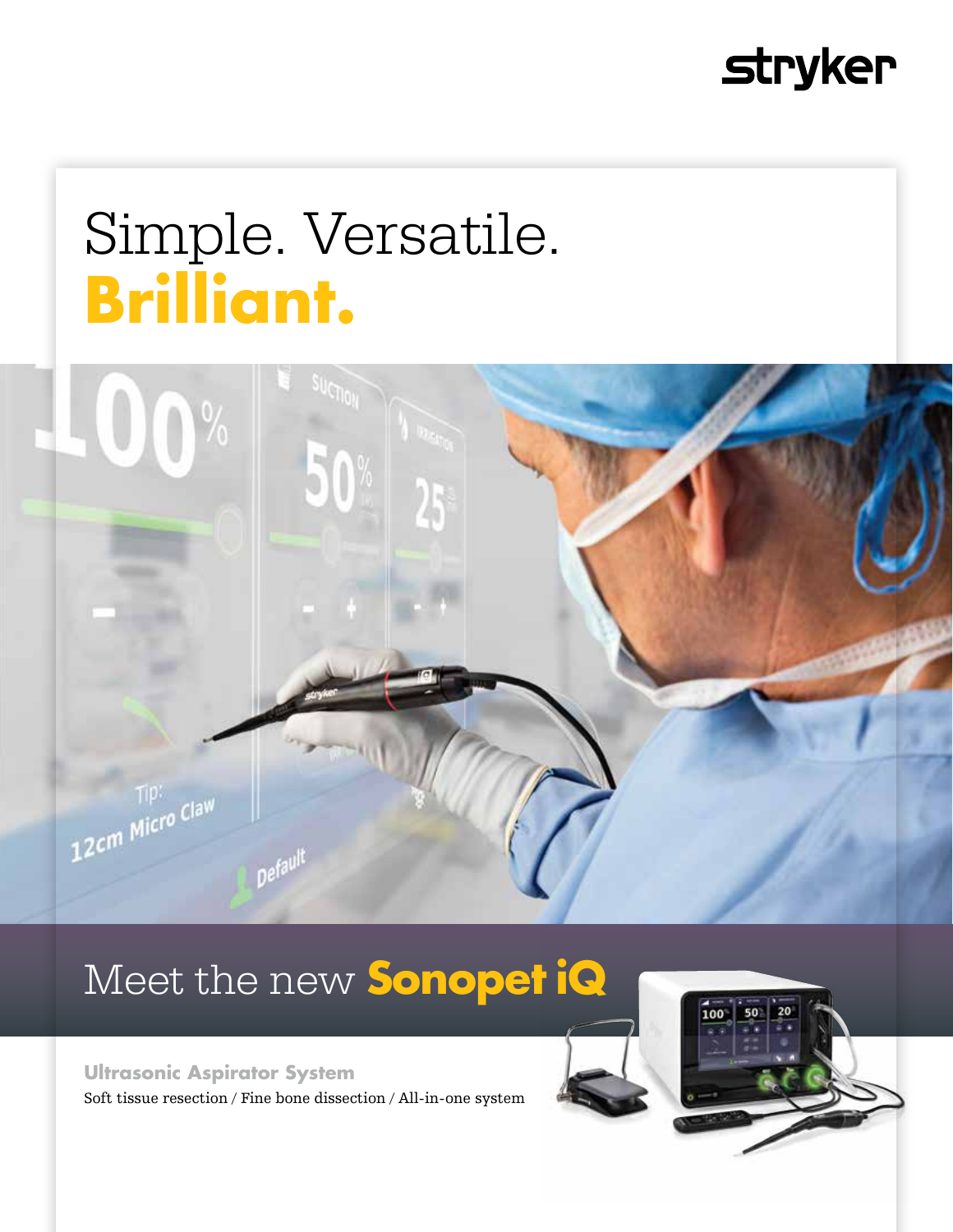stryker

# Simple. Versatile. **Brilliant.**

## Meet the new **Sonopet iQ**

**Ultrasonic Aspirator System**

Soft tissue resection / Fine bone dissection / All-in-one system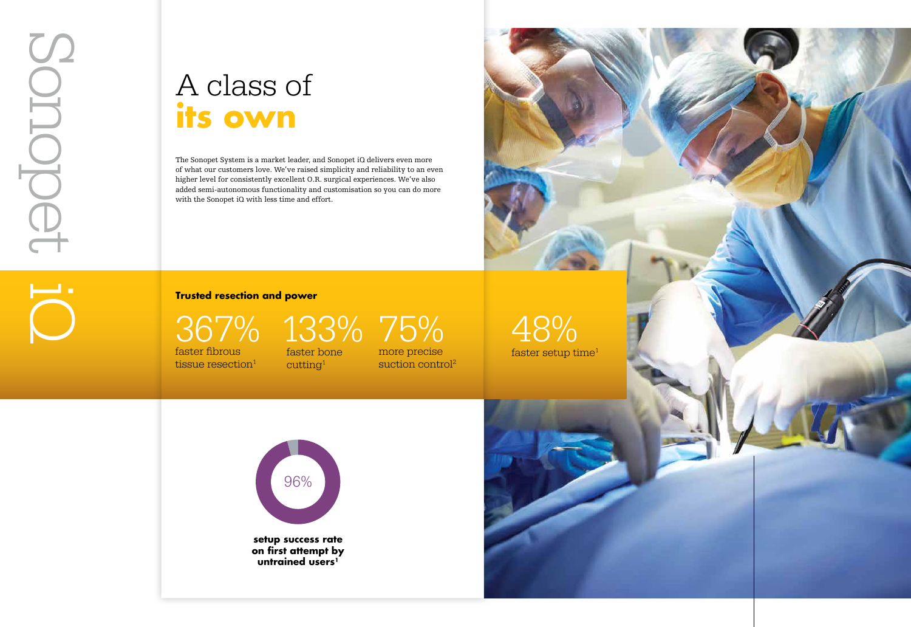Sonopet iQ

# A class of **its own**

The Sonopet System is a market leader, and Sonopet iQ delivers even more of what our customers love. We've raised simplicity and reliability to an even higher level for consistently excellent O.R. surgical experiences. We've also added semi-autonomous functionality and customisation so you can do more with the Sonopet iQ with less time and effort.

**Trusted resection and power**

367% faster fibrous tissue resection[1]

133% faster bone cutting[1]

75% more precise suction control[2]

48% faster setup time[1]

96%

**setup success rate on first attempt by untrained users[1]**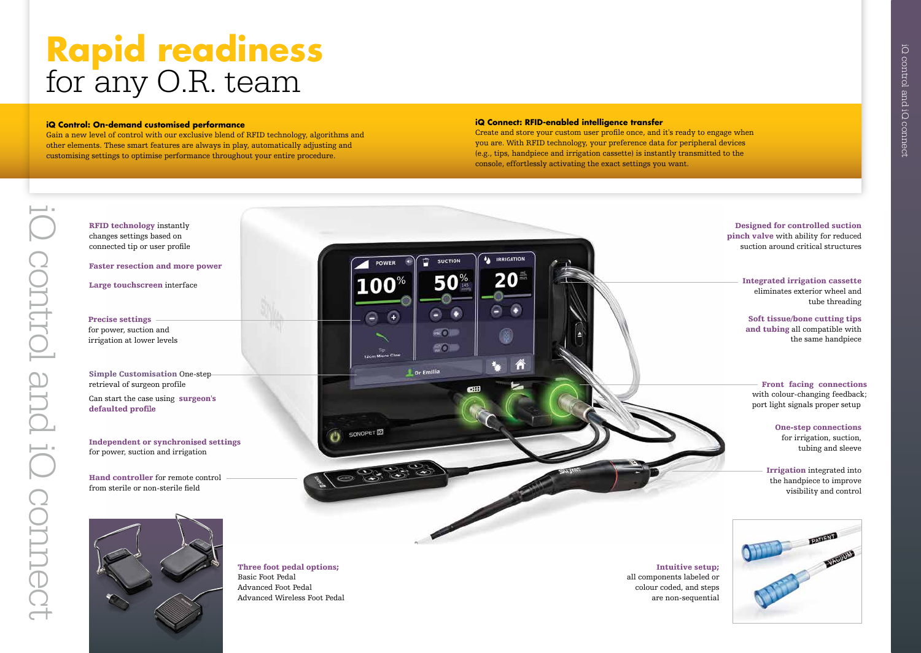# Rapid readiness for any O.R. team

**iQ Control: On-demand customised performance**
Gain a new level of control with our exclusive blend of RFID technology, algorithms and other elements. These smart features are always in play, automatically adjusting and customising settings to optimise performance throughout your entire procedure.

**iQ Connect: RFID-enabled intelligence transfer**
Create and store your custom user profile once, and it's ready to engage when you are. With RFID technology, your preference data for peripheral devices (e.g., tips, handpiece and irrigation cassette) is instantly transmitted to the console, effortlessly activating the exact settings you want.

iQ control and iQ connect

**RFID technology** instantly changes settings based on connected tip or user profile

**Faster resection and more power**

**Large touchscreen** interface

**Precise settings** for power, suction and irrigation at lower levels

**Simple Customisation** One-step retrieval of surgeon profile

Can start the case using **surgeon's defaulted profile**

**Independent or synchronised settings** for power, suction and irrigation

**Hand controller** for remote control from sterile or non-sterile field

**Designed for controlled suction pinch valve** with ability for reduced suction around critical structures

**Integrated irrigation cassette** eliminates exterior wheel and tube threading

**Soft tissue/bone cutting tips and tubing** all compatible with the same handpiece

**Front facing connections** with colour-changing feedback; port light signals proper setup

**One-step connections** for irrigation, suction, tubing and sleeve

**Irrigation** integrated into the handpiece to improve visibility and control

**Three foot pedal options;**
Basic Foot Pedal
Advanced Foot Pedal
Advanced Wireless Foot Pedal

**Intuitive setup;**
all components labeled or colour coded, and steps are non-sequential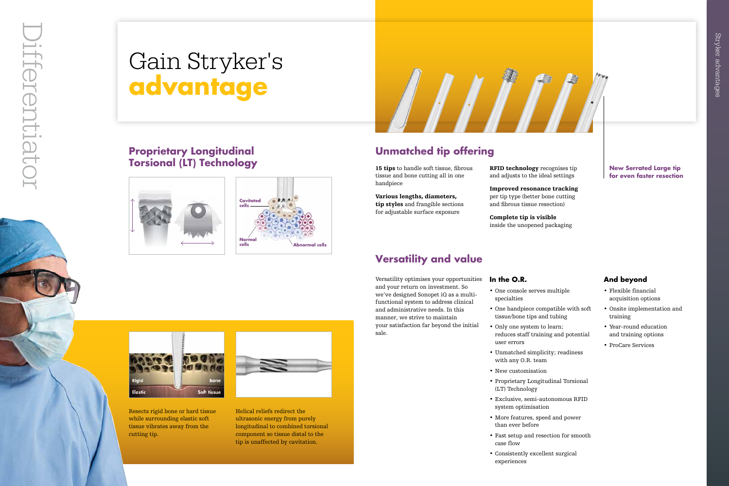# Gain Stryker's **advantage**

## Proprietary Longitudinal Torsional (LT) Technology

Resects rigid bone or hard tissue while surrounding elastic soft tissue vibrates away from the cutting tip.

Helical reliefs redirect the ultrasonic energy from purely longitudinal to combined torsional component so tissue distal to the tip is unaffected by cavitation.

## Unmatched tip offering

**15 tips** to handle soft tissue, fibrous tissue and bone cutting all in one handpiece

**Various lengths, diameters, tip styles** and frangible sections for adjustable surface exposure

**RFID technology** recognises tip and adjusts to the ideal settings

**Improved resonance tracking** per tip type (better bone cutting and fibrous tissue resection)

**Complete tip is visible** inside the unopened packaging

**New Serrated Large tip for even faster resection**

## Versatility and value

Versatility optimises your opportunities and your return on investment. So we've designed Sonopet iQ as a multi-functional system to address clinical and administrative needs. In this manner, we strive to maintain your satisfaction far beyond the initial sale.

### In the O.R.

- One console serves multiple specialties
- One handpiece compatible with soft tissue/bone tips and tubing
- Only one system to learn; reduces staff training and potential user errors
- Unmatched simplicity; readiness with any O.R. team
- New customisation
- Proprietary Longitudinal Torsional (LT) Technology
- Exclusive, semi-autonomous RFID system optimisation
- More features, speed and power than ever before
- Fast setup and resection for smooth case flow
- Consistently excellent surgical experiences

### And beyond

- Flexible financial acquisition options
- Onsite implementation and training
- Year-round education and training options
- ProCare Services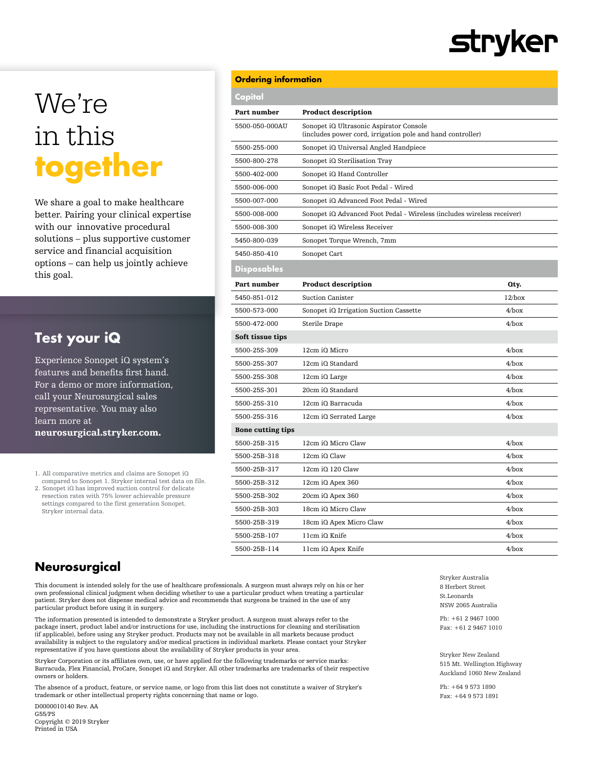# We're in this **together**

We share a goal to make healthcare better. Pairing your clinical expertise with our innovative procedural solutions – plus supportive customer service and financial acquisition options – can help us jointly achieve this goal.

## Test your iQ

Experience Sonopet iQ system's features and benefits first hand. For a demo or more information, call your Neurosurgical sales representative. You may also learn more at **neurosurgical.stryker.com.**

1. All comparative metrics and claims are Sonopet iQ compared to Sonopet 1. Stryker internal test data on file.
2. Sonopet iQ has improved suction control for delicate resection rates with 75% lower achievable pressure settings compared to the first generation Sonopet. Stryker internal data.

## Ordering information

### Capital

| Part number | Product description |
|---|---|
| 5500-050-000AU | Sonopet iQ Ultrasonic Aspirator Console (includes power cord, irrigation pole and hand controller) |
| 5500-255-000 | Sonopet iQ Universal Angled Handpiece |
| 5500-800-278 | Sonopet iQ Sterilisation Tray |
| 5500-402-000 | Sonopet iQ Hand Controller |
| 5500-006-000 | Sonopet iQ Basic Foot Pedal - Wired |
| 5500-007-000 | Sonopet iQ Advanced Foot Pedal - Wired |
| 5500-008-000 | Sonopet iQ Advanced Foot Pedal - Wireless (includes wireless receiver) |
| 5500-008-300 | Sonopet iQ Wireless Receiver |
| 5450-800-039 | Sonopet Torque Wrench, 7mm |
| 5450-850-410 | Sonopet Cart |

### Disposables

| Part number | Product description | Qty. |
|---|---|---|
| 5450-851-012 | Suction Canister | 12/box |
| 5500-573-000 | Sonopet iQ Irrigation Suction Cassette | 4/box |
| 5500-472-000 | Sterile Drape | 4/box |
| **Soft tissue tips** | | |
| 5500-25S-309 | 12cm iQ Micro | 4/box |
| 5500-25S-307 | 12cm iQ Standard | 4/box |
| 5500-25S-308 | 12cm iQ Large | 4/box |
| 5500-25S-301 | 20cm iQ Standard | 4/box |
| 5500-25S-310 | 12cm iQ Barracuda | 4/box |
| 5500-25S-316 | 12cm iQ Serrated Large | 4/box |
| **Bone cutting tips** | | |
| 5500-25B-315 | 12cm iQ Micro Claw | 4/box |
| 5500-25B-318 | 12cm iQ Claw | 4/box |
| 5500-25B-317 | 12cm iQ 120 Claw | 4/box |
| 5500-25B-312 | 12cm iQ Apex 360 | 4/box |
| 5500-25B-302 | 20cm iQ Apex 360 | 4/box |
| 5500-25B-303 | 18cm iQ Micro Claw | 4/box |
| 5500-25B-319 | 18cm iQ Apex Micro Claw | 4/box |
| 5500-25B-107 | 11cm iQ Knife | 4/box |
| 5500-25B-114 | 11cm iQ Apex Knife | 4/box |

## Neurosurgical

This document is intended solely for the use of healthcare professionals. A surgeon must always rely on his or her own professional clinical judgment when deciding whether to use a particular product when treating a particular patient. Stryker does not dispense medical advice and recommends that surgeons be trained in the use of any particular product before using it in surgery.

The information presented is intended to demonstrate a Stryker product. A surgeon must always refer to the package insert, product label and/or instructions for use, including the instructions for cleaning and sterilisation (if applicable), before using any Stryker product. Products may not be available in all markets because product availability is subject to the regulatory and/or medical practices in individual markets. Please contact your Stryker representative if you have questions about the availability of Stryker products in your area.

Stryker Corporation or its affiliates own, use, or have applied for the following trademarks or service marks: Barracuda, Flex Financial, ProCare, Sonopet iQ and Stryker. All other trademarks are trademarks of their respective owners or holders.

The absence of a product, feature, or service name, or logo from this list does not constitute a waiver of Stryker's trademark or other intellectual property rights concerning that name or logo.

D0000010140 Rev. AA
G55/PS
Copyright © 2019 Stryker
Printed in USA

Stryker Australia
8 Herbert Street
St.Leonards
NSW 2065 Australia

Ph: +61 2 9467 1000
Fax: +61 2 9467 1010

Stryker New Zealand
515 Mt. Wellington Highway
Auckland 1060 New Zealand

Ph: +64 9 573 1890
Fax: +64 9 573 1891